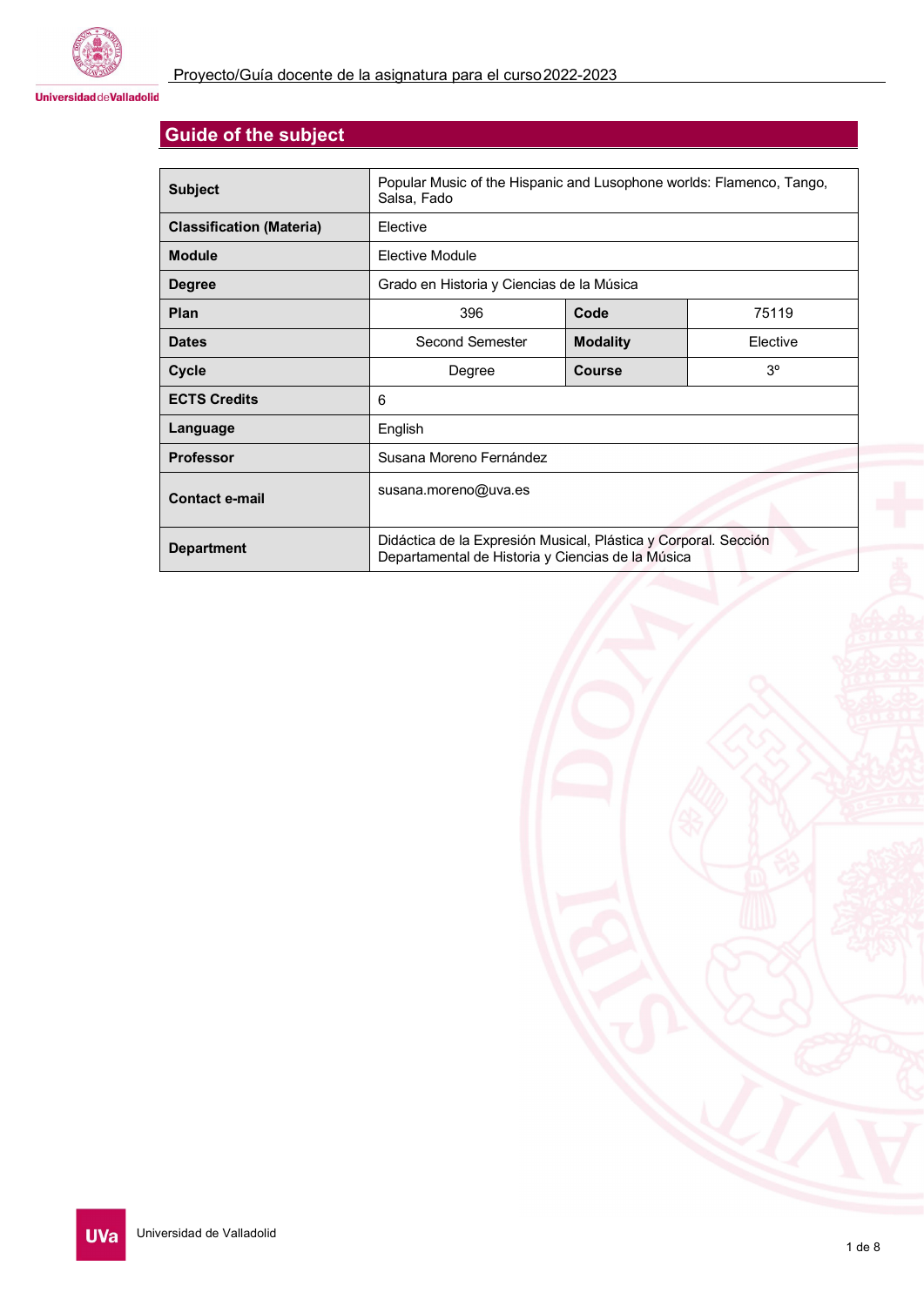## Guide of the subject

| | | | |
|---|---|---|---|
| **Subject** | Popular Music of the Hispanic and Lusophone worlds: Flamenco, Tango, Salsa, Fado | | |
| **Classification (Materia)** | Elective | | |
| **Module** | Elective Module | | |
| **Degree** | Grado en Historia y Ciencias de la Música | | |
| **Plan** | 396 | **Code** | 75119 |
| **Dates** | Second Semester | **Modality** | Elective |
| **Cycle** | Degree | **Course** | 3º |
| **ECTS Credits** | 6 | | |
| **Language** | English | | |
| **Professor** | Susana Moreno Fernández | | |
| **Contact e-mail** | susana.moreno@uva.es | | |
| **Department** | Didáctica de la Expresión Musical, Plástica y Corporal. Sección Departamental de Historia y Ciencias de la Música | | |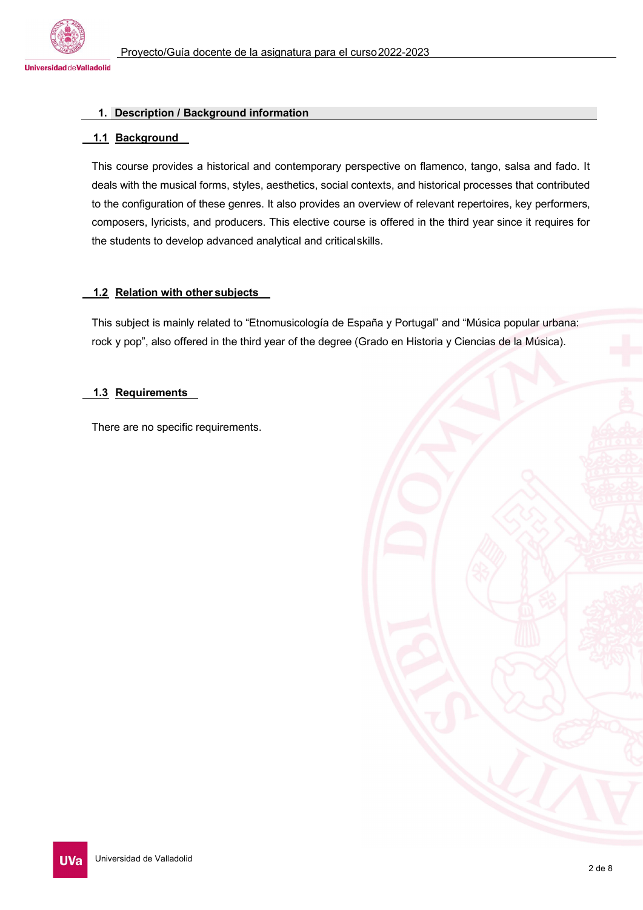## 1. Description / Background information

### 1.1 Background

This course provides a historical and contemporary perspective on flamenco, tango, salsa and fado. It deals with the musical forms, styles, aesthetics, social contexts, and historical processes that contributed to the configuration of these genres. It also provides an overview of relevant repertoires, key performers, composers, lyricists, and producers. This elective course is offered in the third year since it requires for the students to develop advanced analytical and critical skills.

### 1.2 Relation with other subjects

This subject is mainly related to “Etnomusicología de España y Portugal” and “Música popular urbana: rock y pop”, also offered in the third year of the degree (Grado en Historia y Ciencias de la Música).

### 1.3 Requirements

There are no specific requirements.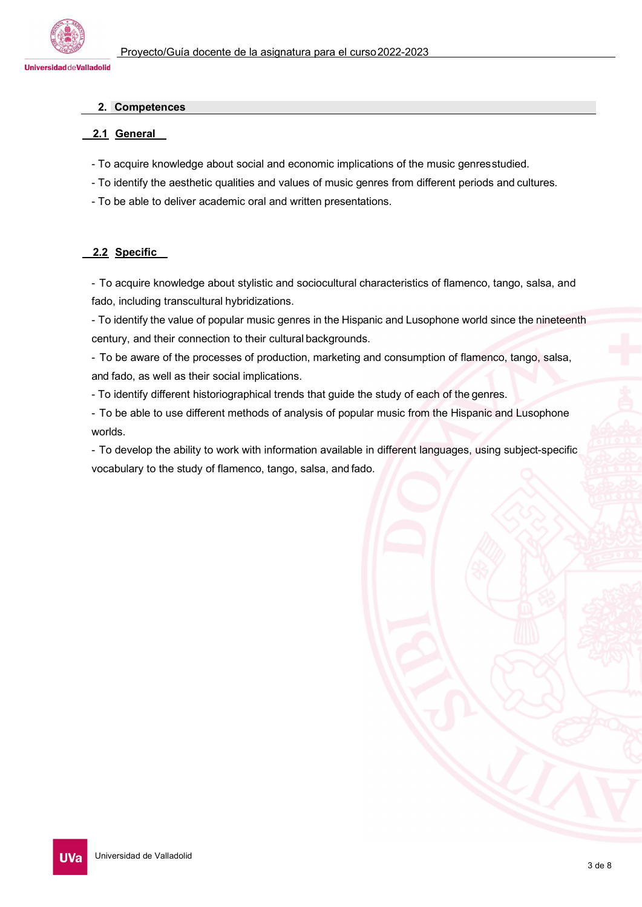## 2. Competences

### 2.1 General

- To acquire knowledge about social and economic implications of the music genres studied.
- To identify the aesthetic qualities and values of music genres from different periods and cultures.
- To be able to deliver academic oral and written presentations.

### 2.2 Specific

- To acquire knowledge about stylistic and sociocultural characteristics of flamenco, tango, salsa, and fado, including transcultural hybridizations.
- To identify the value of popular music genres in the Hispanic and Lusophone world since the nineteenth century, and their connection to their cultural backgrounds.
- To be aware of the processes of production, marketing and consumption of flamenco, tango, salsa, and fado, as well as their social implications.
- To identify different historiographical trends that guide the study of each of the genres.
- To be able to use different methods of analysis of popular music from the Hispanic and Lusophone worlds.
- To develop the ability to work with information available in different languages, using subject-specific vocabulary to the study of flamenco, tango, salsa, and fado.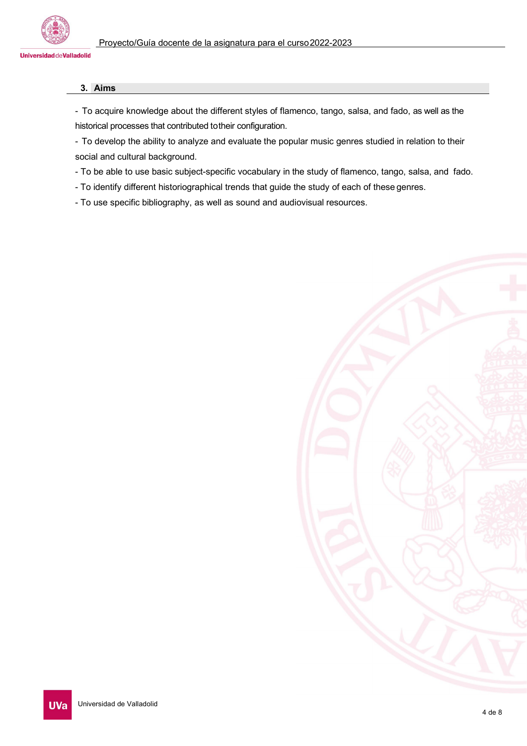## 3. Aims

- To acquire knowledge about the different styles of flamenco, tango, salsa, and fado, as well as the historical processes that contributed to their configuration.
- To develop the ability to analyze and evaluate the popular music genres studied in relation to their social and cultural background.
- To be able to use basic subject-specific vocabulary in the study of flamenco, tango, salsa, and fado.
- To identify different historiographical trends that guide the study of each of these genres.
- To use specific bibliography, as well as sound and audiovisual resources.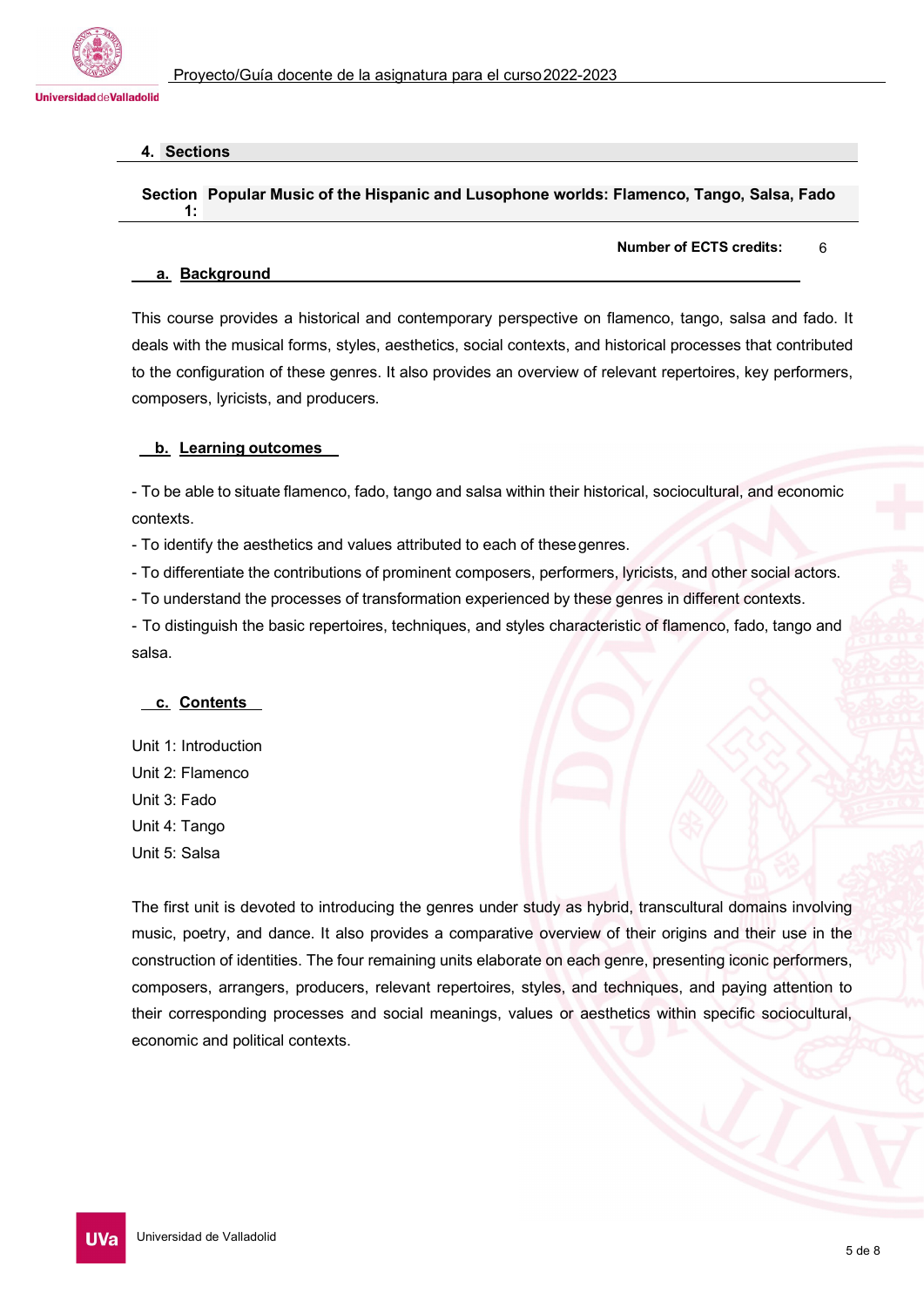## 4. Sections

### Section 1: Popular Music of the Hispanic and Lusophone worlds: Flamenco, Tango, Salsa, Fado

**Number of ECTS credits:** 6

#### a. Background

This course provides a historical and contemporary perspective on flamenco, tango, salsa and fado. It deals with the musical forms, styles, aesthetics, social contexts, and historical processes that contributed to the configuration of these genres. It also provides an overview of relevant repertoires, key performers, composers, lyricists, and producers.

#### b. Learning outcomes

- To be able to situate flamenco, fado, tango and salsa within their historical, sociocultural, and economic contexts.
- To identify the aesthetics and values attributed to each of these genres.
- To differentiate the contributions of prominent composers, performers, lyricists, and other social actors.
- To understand the processes of transformation experienced by these genres in different contexts.
- To distinguish the basic repertoires, techniques, and styles characteristic of flamenco, fado, tango and salsa.

#### c. Contents

Unit 1: Introduction
Unit 2: Flamenco
Unit 3: Fado
Unit 4: Tango
Unit 5: Salsa

The first unit is devoted to introducing the genres under study as hybrid, transcultural domains involving music, poetry, and dance. It also provides a comparative overview of their origins and their use in the construction of identities. The four remaining units elaborate on each genre, presenting iconic performers, composers, arrangers, producers, relevant repertoires, styles, and techniques, and paying attention to their corresponding processes and social meanings, values or aesthetics within specific sociocultural, economic and political contexts.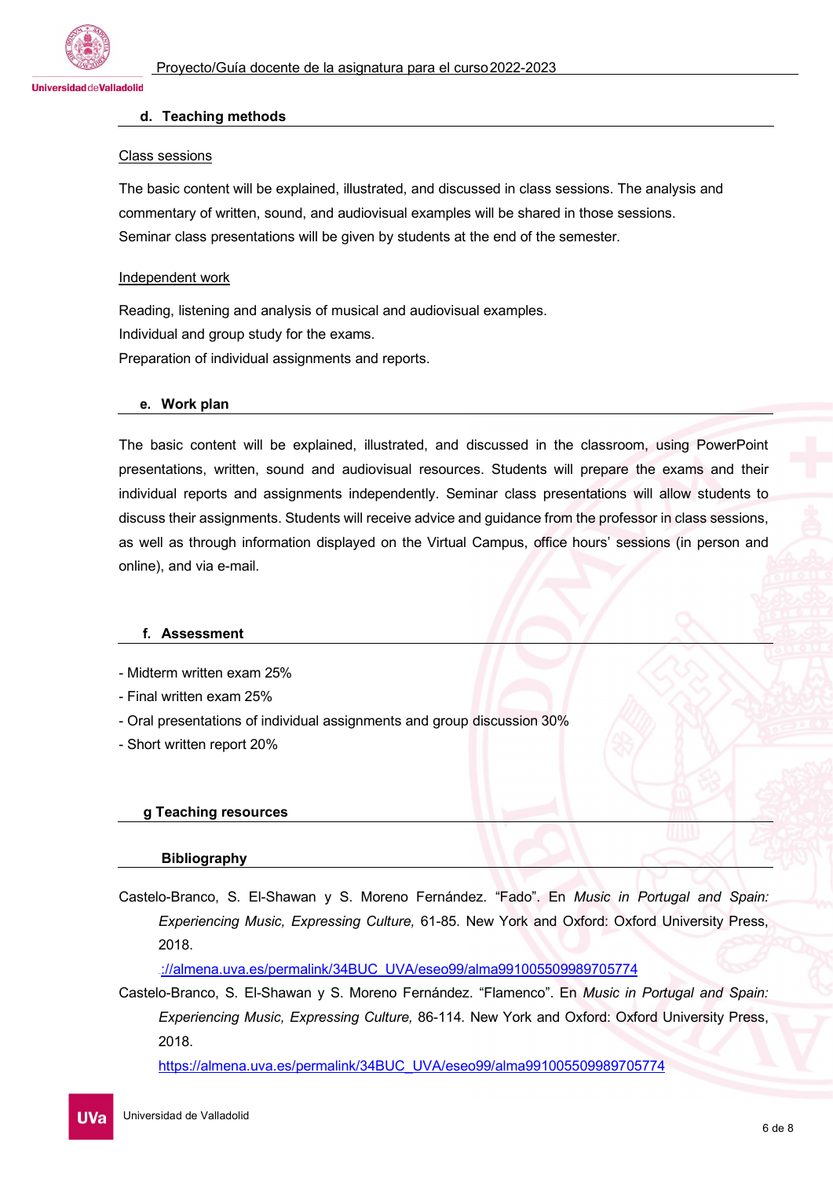## d. Teaching methods

Class sessions

The basic content will be explained, illustrated, and discussed in class sessions. The analysis and commentary of written, sound, and audiovisual examples will be shared in those sessions.
Seminar class presentations will be given by students at the end of the semester.

Independent work

Reading, listening and analysis of musical and audiovisual examples.
Individual and group study for the exams.
Preparation of individual assignments and reports.

## e. Work plan

The basic content will be explained, illustrated, and discussed in the classroom, using PowerPoint presentations, written, sound and audiovisual resources. Students will prepare the exams and their individual reports and assignments independently. Seminar class presentations will allow students to discuss their assignments. Students will receive advice and guidance from the professor in class sessions, as well as through information displayed on the Virtual Campus, office hours' sessions (in person and online), and via e-mail.

## f. Assessment

- Midterm written exam 25%
- Final written exam 25%
- Oral presentations of individual assignments and group discussion 30%
- Short written report 20%

## g Teaching resources

### Bibliography

Castelo-Branco, S. El-Shawan y S. Moreno Fernández. "Fado". En *Music in Portugal and Spain: Experiencing Music, Expressing Culture,* 61-85. New York and Oxford: Oxford University Press, 2018.
://almena.uva.es/permalink/34BUC_UVA/eseo99/alma991005509989705774

Castelo-Branco, S. El-Shawan y S. Moreno Fernández. "Flamenco". En *Music in Portugal and Spain: Experiencing Music, Expressing Culture,* 86-114. New York and Oxford: Oxford University Press, 2018.
https://almena.uva.es/permalink/34BUC_UVA/eseo99/alma991005509989705774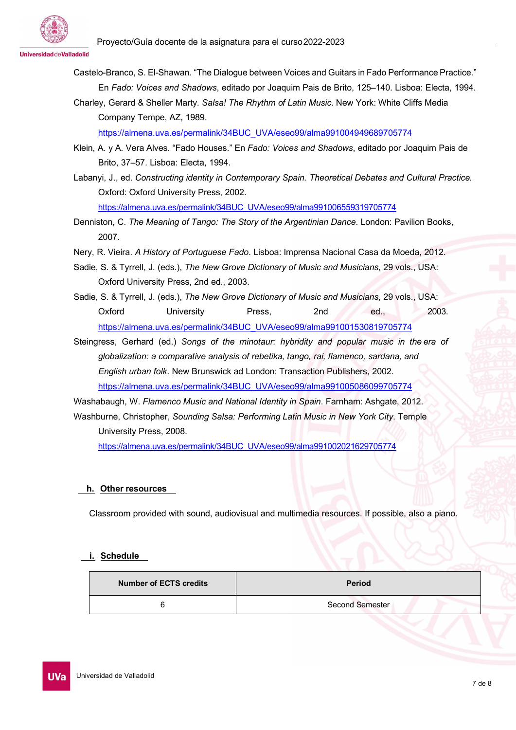Castelo-Branco, S. El-Shawan. "The Dialogue between Voices and Guitars in Fado Performance Practice." En *Fado: Voices and Shadows*, editado por Joaquim Pais de Brito, 125–140. Lisboa: Electa, 1994.

Charley, Gerard & Sheller Marty. *Salsa! The Rhythm of Latin Music*. New York: White Cliffs Media Company Tempe, AZ, 1989. https://almena.uva.es/permalink/34BUC_UVA/eseo99/alma991004949689705774

Klein, A. y A. Vera Alves. "Fado Houses." En *Fado: Voices and Shadows*, editado por Joaquim Pais de Brito, 37–57. Lisboa: Electa, 1994.

Labanyi, J., ed. *Constructing identity in Contemporary Spain. Theoretical Debates and Cultural Practice.* Oxford: Oxford University Press, 2002. https://almena.uva.es/permalink/34BUC_UVA/eseo99/alma991006559319705774

Denniston, C. *The Meaning of Tango: The Story of the Argentinian Dance*. London: Pavilion Books, 2007.

Nery, R. Vieira. *A History of Portuguese Fado*. Lisboa: Imprensa Nacional Casa da Moeda, 2012.

Sadie, S. & Tyrrell, J. (eds.), *The New Grove Dictionary of Music and Musicians*, 29 vols., USA: Oxford University Press, 2nd ed., 2003.

Sadie, S. & Tyrrell, J. (eds.), *The New Grove Dictionary of Music and Musicians*, 29 vols., USA: Oxford University Press, 2nd ed., 2003. https://almena.uva.es/permalink/34BUC_UVA/eseo99/alma991001530819705774

Steingress, Gerhard (ed.) *Songs of the minotaur: hybridity and popular music in the era of globalization: a comparative analysis of rebetika, tango, rai, flamenco, sardana, and English urban folk*. New Brunswick ad London: Transaction Publishers, 2002. https://almena.uva.es/permalink/34BUC_UVA/eseo99/alma991005086099705774

Washabaugh, W. *Flamenco Music and National Identity in Spain*. Farnham: Ashgate, 2012.

Washburne, Christopher, *Sounding Salsa: Performing Latin Music in New York City*. Temple University Press, 2008. https://almena.uva.es/permalink/34BUC_UVA/eseo99/alma991002021629705774

## h. Other resources

Classroom provided with sound, audiovisual and multimedia resources. If possible, also a piano.

## i. Schedule

| Number of ECTS credits | Period |
|---|---|
| 6 | Second Semester |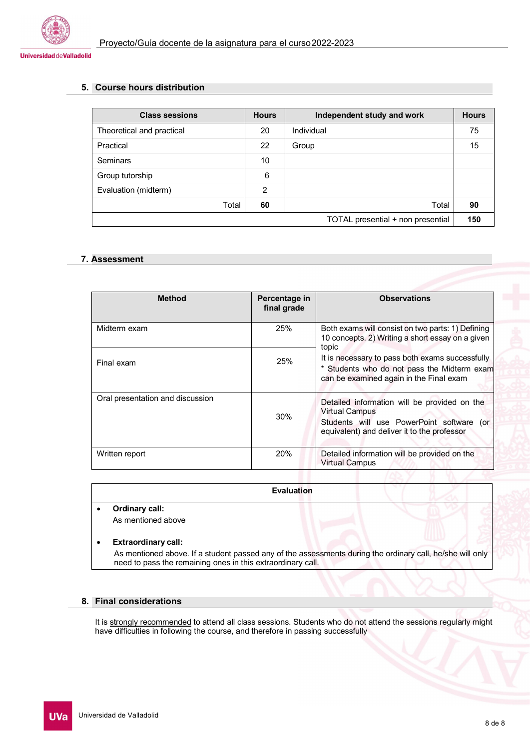## 5. Course hours distribution

| Class sessions | Hours | Independent study and work | Hours |
|---|---|---|---|
| Theoretical and practical | 20 | Individual | 75 |
| Practical | 22 | Group | 15 |
| Seminars | 10 | | |
| Group tutorship | 6 | | |
| Evaluation (midterm) | 2 | | |
| Total | **60** | Total | **90** |
| | | TOTAL presential + non presential | **150** |

## 7. Assessment

| Method | Percentage in final grade | Observations |
|---|---|---|
| Midterm exam | 25% | Both exams will consist on two parts: 1) Defining 10 concepts. 2) Writing a short essay on a given topic<br>It is necessary to pass both exams successfully<br>* Students who do not pass the Midterm exam can be examined again in the Final exam |
| Final exam | 25% | |
| Oral presentation and discussion | 30% | Detailed information will be provided on the Virtual Campus<br>Students will use PowerPoint software (or equivalent) and deliver it to the professor |
| Written report | 20% | Detailed information will be provided on the Virtual Campus |

| Evaluation |
|---|
| • **Ordinary call:**<br>As mentioned above<br><br>• **Extraordinary call:**<br>As mentioned above. If a student passed any of the assessments during the ordinary call, he/she will only need to pass the remaining ones in this extraordinary call. |

## 8. Final considerations

It is strongly recommended to attend all class sessions. Students who do not attend the sessions regularly might have difficulties in following the course, and therefore in passing successfully